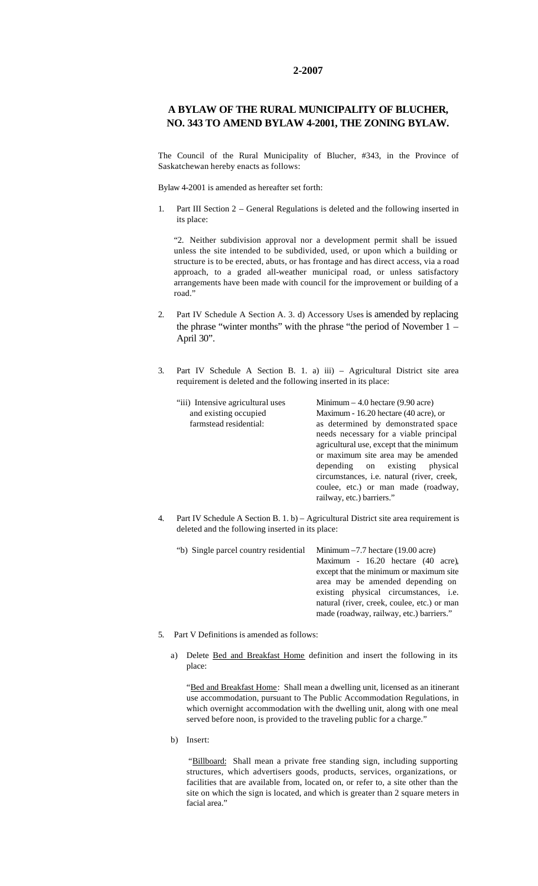**2-2007**

## A BYLAW OF THE RURAL MUNICIPALITY OF BLUCHER, NO. 343 TO AMEND BYLAW 4-2001, THE ZONING BYLAW.

The Council of the Rural Municipality of Blucher, #343, in the Province of Saskatchewan hereby enacts as follows:

Bylaw 4-2001 is amended as hereafter set forth:

1. Part III Section 2 – General Regulations is deleted and the following inserted in its place:

   "2. Neither subdivision approval nor a development permit shall be issued unless the site intended to be subdivided, used, or upon which a building or structure is to be erected, abuts, or has frontage and has direct access, via a road approach, to a graded all-weather municipal road, or unless satisfactory arrangements have been made with council for the improvement or building of a road."

2. Part IV Schedule A Section A. 3. d) Accessory Uses is amended by replacing the phrase "winter months" with the phrase "the period of November 1 – April 30".

3. Part IV Schedule A Section B. 1. a) iii) – Agricultural District site area requirement is deleted and the following inserted in its place:

| | |
|---|---|
| "iii) Intensive agricultural uses and existing occupied farmstead residential: | Minimum – 4.0 hectare (9.90 acre) Maximum - 16.20 hectare (40 acre), or as determined by demonstrated space needs necessary for a viable principal agricultural use, except that the minimum or maximum site area may be amended depending on existing physical circumstances, i.e. natural (river, creek, coulee, etc.) or man made (roadway, railway, etc.) barriers." |

4. Part IV Schedule A Section B. 1. b) – Agricultural District site area requirement is deleted and the following inserted in its place:

| | |
|---|---|
| "b) Single parcel country residential | Minimum –7.7 hectare (19.00 acre) Maximum - 16.20 hectare (40 acre), except that the minimum or maximum site area may be amended depending on existing physical circumstances, i.e. natural (river, creek, coulee, etc.) or man made (roadway, railway, etc.) barriers." |

5. Part V Definitions is amended as follows:

   a) Delete Bed and Breakfast Home definition and insert the following in its place:

      "Bed and Breakfast Home: Shall mean a dwelling unit, licensed as an itinerant use accommodation, pursuant to The Public Accommodation Regulations, in which overnight accommodation with the dwelling unit, along with one meal served before noon, is provided to the traveling public for a charge."

   b) Insert:

      "Billboard: Shall mean a private free standing sign, including supporting structures, which advertisers goods, products, services, organizations, or facilities that are available from, located on, or refer to, a site other than the site on which the sign is located, and which is greater than 2 square meters in facial area."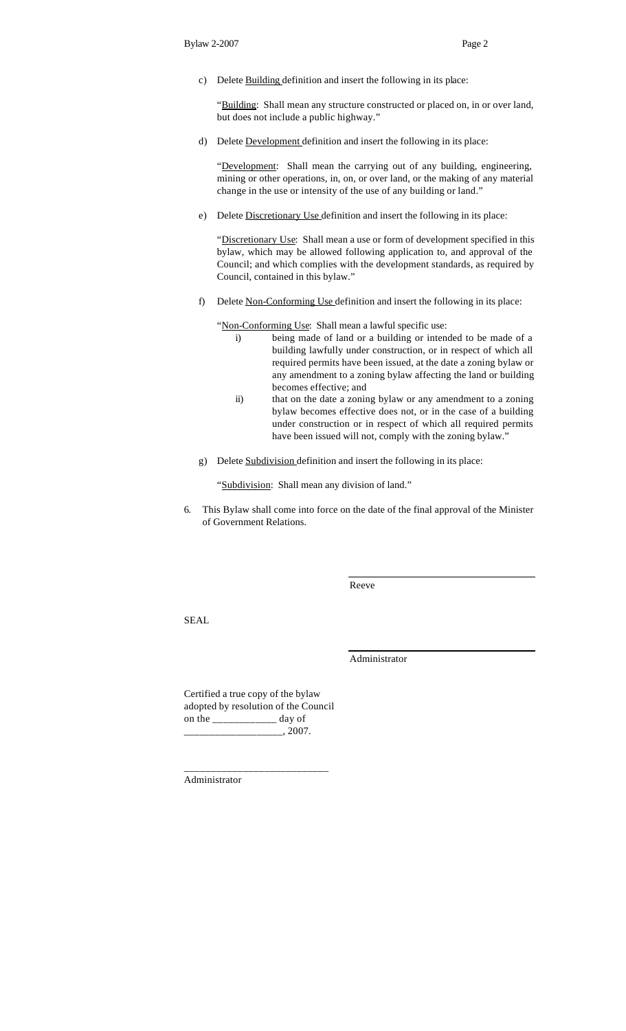c) Delete Building definition and insert the following in its place:

"Building: Shall mean any structure constructed or placed on, in or over land, but does not include a public highway."

d) Delete Development definition and insert the following in its place:

"Development: Shall mean the carrying out of any building, engineering, mining or other operations, in, on, or over land, or the making of any material change in the use or intensity of the use of any building or land."

e) Delete Discretionary Use definition and insert the following in its place:

"Discretionary Use: Shall mean a use or form of development specified in this bylaw, which may be allowed following application to, and approval of the Council; and which complies with the development standards, as required by Council, contained in this bylaw."

f) Delete Non-Conforming Use definition and insert the following in its place:

"Non-Conforming Use: Shall mean a lawful specific use:

i) being made of land or a building or intended to be made of a building lawfully under construction, or in respect of which all required permits have been issued, at the date a zoning bylaw or any amendment to a zoning bylaw affecting the land or building becomes effective; and

ii) that on the date a zoning bylaw or any amendment to a zoning bylaw becomes effective does not, or in the case of a building under construction or in respect of which all required permits have been issued will not, comply with the zoning bylaw."

g) Delete Subdivision definition and insert the following in its place:

"Subdivision: Shall mean any division of land."

6. This Bylaw shall come into force on the date of the final approval of the Minister of Government Relations.

\_\_\_\_\_\_\_\_\_\_\_\_\_\_\_\_\_\_\_\_\_\_\_\_\_\_\_\_

Reeve

SEAL

\_\_\_\_\_\_\_\_\_\_\_\_\_\_\_\_\_\_\_\_\_\_\_\_\_\_\_\_

Administrator

Certified a true copy of the bylaw adopted by resolution of the Council on the \_\_\_\_\_\_\_\_\_\_\_\_ day of \_\_\_\_\_\_\_\_\_\_\_\_\_\_\_\_\_\_\_, 2007.

\_\_\_\_\_\_\_\_\_\_\_\_\_\_\_\_\_\_\_\_\_\_\_\_\_\_\_\_

Administrator